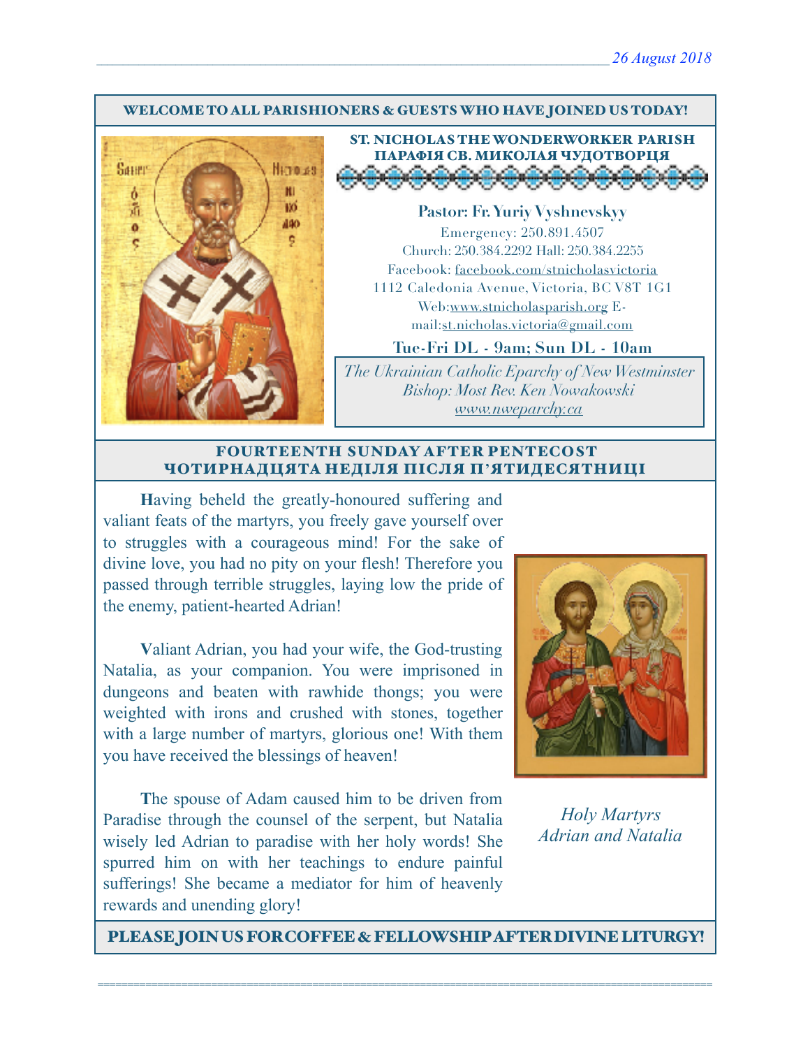26 August 2018

**WELCOME TO ALL PARISHIONERS & GUESTS WHO HAVE JOINED US TODAY!**

## ST. NICHOLAS THE WONDERWORKER PARISH
## ПАРАФІЯ СВ. МИКОЛАЯ ЧУДОТВОРЦЯ

**Pastor: Fr. Yuriy Vyshnevskyy**

Emergency: 250.891.4507

Church: 250.384.2292 Hall: 250.384.2255

Facebook: facebook.com/stnicholasvictoria

1112 Caledonia Avenue, Victoria, BC V8T 1G1

Web:www.stnicholasparish.org E-mail:st.nicholas.victoria@gmail.com

**Tue-Fri DL - 9am; Sun DL - 10am**

*The Ukrainian Catholic Eparchy of New Westminster*
*Bishop: Most Rev. Ken Nowakowski*
*www.nweparchy.ca*

## FOURTEENTH SUNDAY AFTER PENTECOST
## ЧОТИРНАДЦЯТА НЕДІЛЯ ПІСЛЯ П'ЯТИДЕСЯТНИЦІ

**H**aving beheld the greatly-honoured suffering and valiant feats of the martyrs, you freely gave yourself over to struggles with a courageous mind! For the sake of divine love, you had no pity on your flesh! Therefore you passed through terrible struggles, laying low the pride of the enemy, patient-hearted Adrian!

**V**aliant Adrian, you had your wife, the God-trusting Natalia, as your companion. You were imprisoned in dungeons and beaten with rawhide thongs; you were weighted with irons and crushed with stones, together with a large number of martyrs, glorious one! With them you have received the blessings of heaven!

**T**he spouse of Adam caused him to be driven from Paradise through the counsel of the serpent, but Natalia wisely led Adrian to paradise with her holy words! She spurred him on with her teachings to endure painful sufferings! She became a mediator for him of heavenly rewards and unending glory!

*Holy Martyrs Adrian and Natalia*

**PLEASE JOIN US FOR COFFEE & FELLOWSHIP AFTER DIVINE LITURGY!**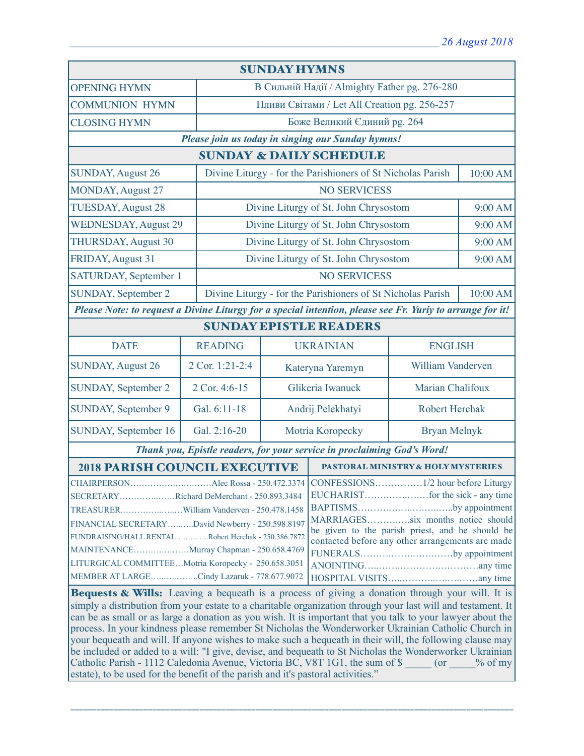## SUNDAY HYMNS

| | |
|---|---|
| OPENING HYMN | В Сильній Надії / Almighty Father pg. 276-280 |
| COMMUNION HYMN | Пливи Світами / Let All Creation pg. 256-257 |
| CLOSING HYMN | Боже Великий Єдиний pg. 264 |

***Please join us today in singing our Sunday hymns!***

## SUNDAY & DAILY SCHEDULE

| | | |
|---|---|---|
| SUNDAY, August 26 | Divine Liturgy - for the Parishioners of St Nicholas Parish | 10:00 AM |
| MONDAY, August 27 | NO SERVICESS | |
| TUESDAY, August 28 | Divine Liturgy of St. John Chrysostom | 9:00 AM |
| WEDNESDAY, August 29 | Divine Liturgy of St. John Chrysostom | 9:00 AM |
| THURSDAY, August 30 | Divine Liturgy of St. John Chrysostom | 9:00 AM |
| FRIDAY, August 31 | Divine Liturgy of St. John Chrysostom | 9:00 AM |
| SATURDAY, September 1 | NO SERVICESS | |
| SUNDAY, September 2 | Divine Liturgy - for the Parishioners of St Nicholas Parish | 10:00 AM |

***Please Note: to request a Divine Liturgy for a special intention, please see Fr. Yuriy to arrange for it!***

## SUNDAY EPISTLE READERS

| DATE | READING | UKRAINIAN | ENGLISH |
|---|---|---|---|
| SUNDAY, August 26 | 2 Cor. 1:21-2:4 | Kateryna Yaremyn | William Vanderven |
| SUNDAY, September 2 | 2 Cor. 4:6-15 | Glikeria Iwanuck | Marian Chalifoux |
| SUNDAY, September 9 | Gal. 6:11-18 | Andrij Pelekhatyi | Robert Herchak |
| SUNDAY, September 16 | Gal. 2:16-20 | Motria Koropecky | Bryan Melnyk |

***Thank you, Epistle readers, for your service in proclaiming God's Word!***

## 2018 PARISH COUNCIL EXECUTIVE

CHAIRPERSON……………………….Alec Rossa - 250.472.3374
SECRETARY……………….Richard DeMerchant - 250.893.3484
TREASURER…………………William Vanderven - 250.478.1458
FINANCIAL SECRETARY……..David Newberry - 250.598.8197
FUNDRAISING/HALL RENTAL…………Robert Herchak - 250.386.7872
MAINTENANCE………………Murray Chapman - 250.658.4769
LITURGICAL COMMITTEE…Motria Koropecky - 250.658.3051
MEMBER AT LARGE…………….Cindy Lazaruk - 778.677.9072

## PASTORAL MINISTRY & HOLY MYSTERIES

CONFESSIONS……………1/2 hour before Liturgy
EUCHARIST………………for the sick - any time
BAPTISMS…………………………by appointment
MARRIAGES…………six months notice should be given to the parish priest, and he should be contacted before any other arrangements are made
FUNERALS………………………by appointment
ANOINTING…………………………any time
HOSPITAL VISITS……………………any time

**Bequests & Wills:** Leaving a bequeath is a process of giving a donation through your will. It is simply a distribution from your estate to a charitable organization through your last will and testament. It can be as small or as large a donation as you wish. It is important that you talk to your lawyer about the process. In your kindness please remember St Nicholas the Wonderworker Ukrainian Catholic Church in your bequeath and will. If anyone wishes to make such a bequeath in their will, the following clause may be included or added to a will: "I give, devise, and bequeath to St Nicholas the Wonderworker Ukrainian Catholic Parish - 1112 Caledonia Avenue, Victoria BC, V8T 1G1, the sum of $ _____ (or _____% of my estate), to be used for the benefit of the parish and it's pastoral activities."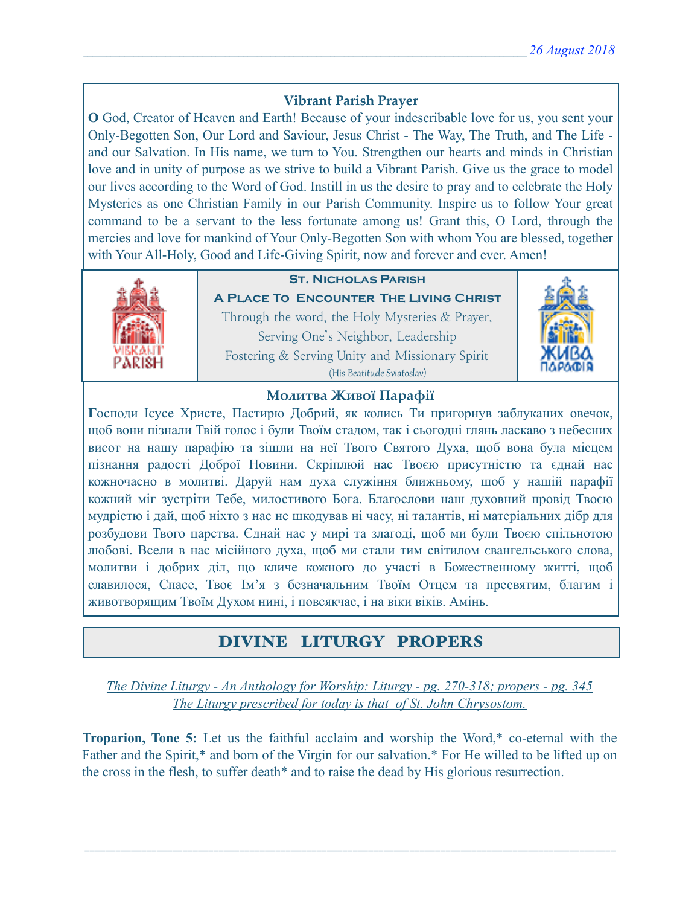### Vibrant Parish Prayer

**O** God, Creator of Heaven and Earth! Because of your indescribable love for us, you sent your Only-Begotten Son, Our Lord and Saviour, Jesus Christ - The Way, The Truth, and The Life - and our Salvation. In His name, we turn to You. Strengthen our hearts and minds in Christian love and in unity of purpose as we strive to build a Vibrant Parish. Give us the grace to model our lives according to the Word of God. Instill in us the desire to pray and to celebrate the Holy Mysteries as one Christian Family in our Parish Community. Inspire us to follow Your great command to be a servant to the less fortunate among us! Grant this, O Lord, through the mercies and love for mankind of Your Only-Begotten Son with whom You are blessed, together with Your All-Holy, Good and Life-Giving Spirit, now and forever and ever. Amen!

**St. Nicholas Parish**

**A Place To Encounter The Living Christ**

Through the word, the Holy Mysteries & Prayer,
Serving One's Neighbor, Leadership
Fostering & Serving Unity and Missionary Spirit
(His Beatitude Sviatoslav)

### Молитва Живої Парафії

**Г**осподи Ісусе Христе, Пастирю Добрий, як колись Ти пригорнув заблуканих овечок, щоб вони пізнали Твій голос і були Твоїм стадом, так і сьогодні глянь ласкаво з небесних висот на нашу парафію та зішли на неї Твого Святого Духа, щоб вона була місцем пізнання радості Доброї Новини. Скріплюй нас Твоєю присутністю та єднай нас кожночасно в молитві. Даруй нам духа служіння ближньому, щоб у нашій парафії кожний міг зустріти Тебе, милостивого Бога. Благослови наш духовний провід Твоєю мудрістю і дай, щоб ніхто з нас не шкодував ні часу, ні талантів, ні матеріальних дібр для розбудови Твого царства. Єднай нас у мирі та злагоді, щоб ми були Твоєю спільнотою любові. Всели в нас місійного духа, щоб ми стали тим світилом євангельського слова, молитви і добрих діл, що кличе кожного до участі в Божественному житті, щоб славилося, Спасе, Твоє Ім'я з безначальним Твоїм Отцем та пресвятим, благим і животворящим Твоїм Духом нині, і повсякчас, і на віки віків. Амінь.

## DIVINE LITURGY PROPERS

*The Divine Liturgy - An Anthology for Worship: Liturgy - pg. 270-318; propers - pg. 345*
*The Liturgy prescribed for today is that of St. John Chrysostom.*

**Troparion, Tone 5:** Let us the faithful acclaim and worship the Word,* co-eternal with the Father and the Spirit,* and born of the Virgin for our salvation.* For He willed to be lifted up on the cross in the flesh, to suffer death* and to raise the dead by His glorious resurrection.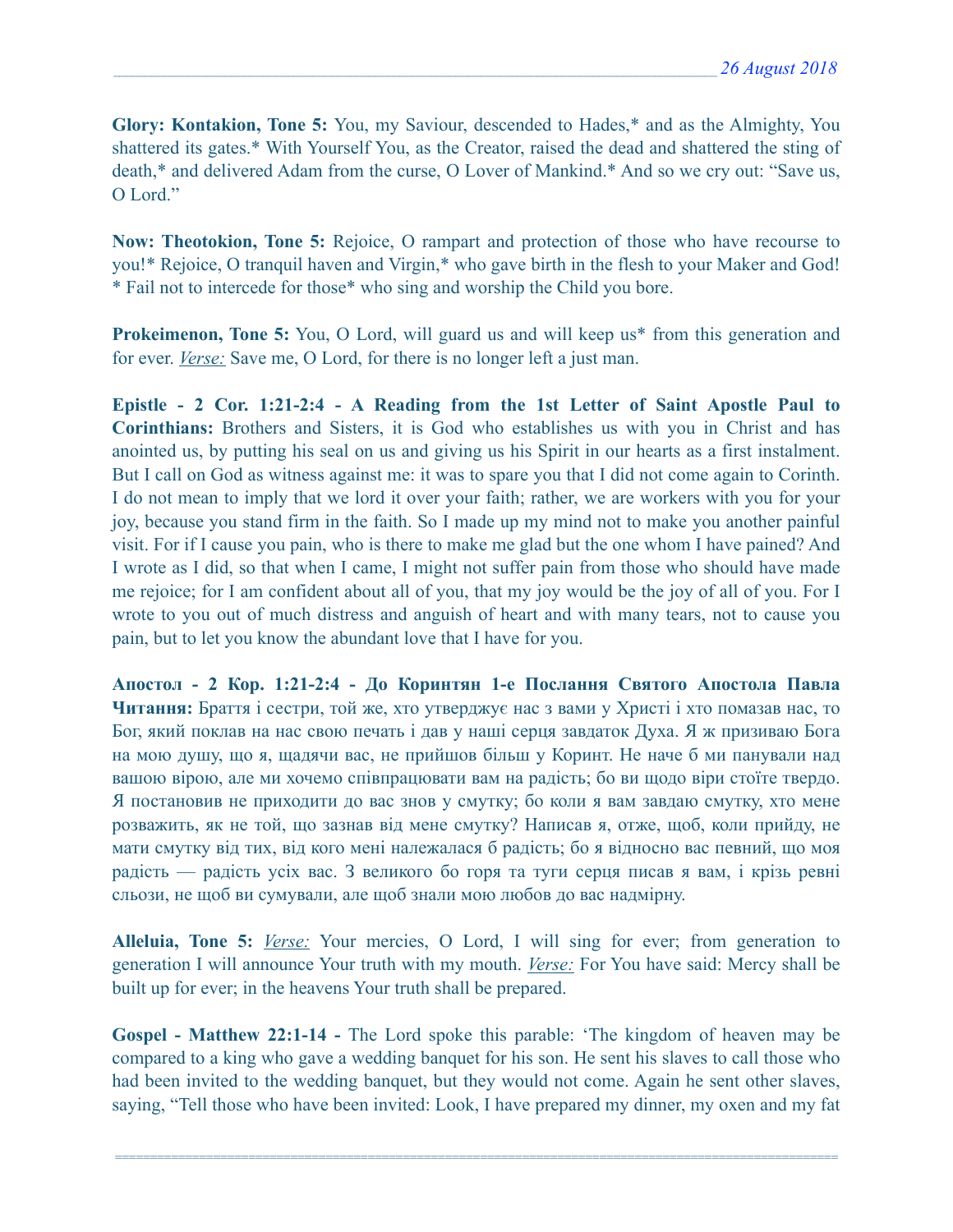**Glory: Kontakion, Tone 5:** You, my Saviour, descended to Hades,* and as the Almighty, You shattered its gates.* With Yourself You, as the Creator, raised the dead and shattered the sting of death,* and delivered Adam from the curse, O Lover of Mankind.* And so we cry out: "Save us, O Lord."

**Now: Theotokion, Tone 5:** Rejoice, O rampart and protection of those who have recourse to you!* Rejoice, O tranquil haven and Virgin,* who gave birth in the flesh to your Maker and God! * Fail not to intercede for those* who sing and worship the Child you bore.

**Prokeimenon, Tone 5:** You, O Lord, will guard us and will keep us* from this generation and for ever. *Verse:* Save me, O Lord, for there is no longer left a just man.

**Epistle - 2 Cor. 1:21-2:4 - A Reading from the 1st Letter of Saint Apostle Paul to Corinthians:** Brothers and Sisters, it is God who establishes us with you in Christ and has anointed us, by putting his seal on us and giving us his Spirit in our hearts as a first instalment. But I call on God as witness against me: it was to spare you that I did not come again to Corinth. I do not mean to imply that we lord it over your faith; rather, we are workers with you for your joy, because you stand firm in the faith. So I made up my mind not to make you another painful visit. For if I cause you pain, who is there to make me glad but the one whom I have pained? And I wrote as I did, so that when I came, I might not suffer pain from those who should have made me rejoice; for I am confident about all of you, that my joy would be the joy of all of you. For I wrote to you out of much distress and anguish of heart and with many tears, not to cause you pain, but to let you know the abundant love that I have for you.

**Апостол - 2 Кор. 1:21-2:4 - До Коринтян 1-е Послання Святого Апостола Павла Читання:** Браття і сестри, той же, хто утверджує нас з вами у Христі і хто помазав нас, то Бог, який поклав на нас свою печать і дав у наші серця завдаток Духа. Я ж призиваю Бога на мою душу, що я, щадячи вас, не прийшов більш у Коринт. Не наче б ми панували над вашою вірою, але ми хочемо співпрацювати вам на радість; бо ви щодо віри стоїте твердо. Я постановив не приходити до вас знов у смутку; бо коли я вам завдаю смутку, хто мене розважить, як не той, що зазнав від мене смутку? Написав я, отже, щоб, коли прийду, не мати смутку від тих, від кого мені належалася б радість; бо я відносно вас певний, що моя радість — радість усіх вас. З великого бо горя та туги серця писав я вам, і крізь ревні сльози, не щоб ви сумували, але щоб знали мою любов до вас надмірну.

**Alleluia, Tone 5:** *Verse:* Your mercies, O Lord, I will sing for ever; from generation to generation I will announce Your truth with my mouth. *Verse:* For You have said: Mercy shall be built up for ever; in the heavens Your truth shall be prepared.

**Gospel - Matthew 22:1-14 -** The Lord spoke this parable: 'The kingdom of heaven may be compared to a king who gave a wedding banquet for his son. He sent his slaves to call those who had been invited to the wedding banquet, but they would not come. Again he sent other slaves, saying, "Tell those who have been invited: Look, I have prepared my dinner, my oxen and my fat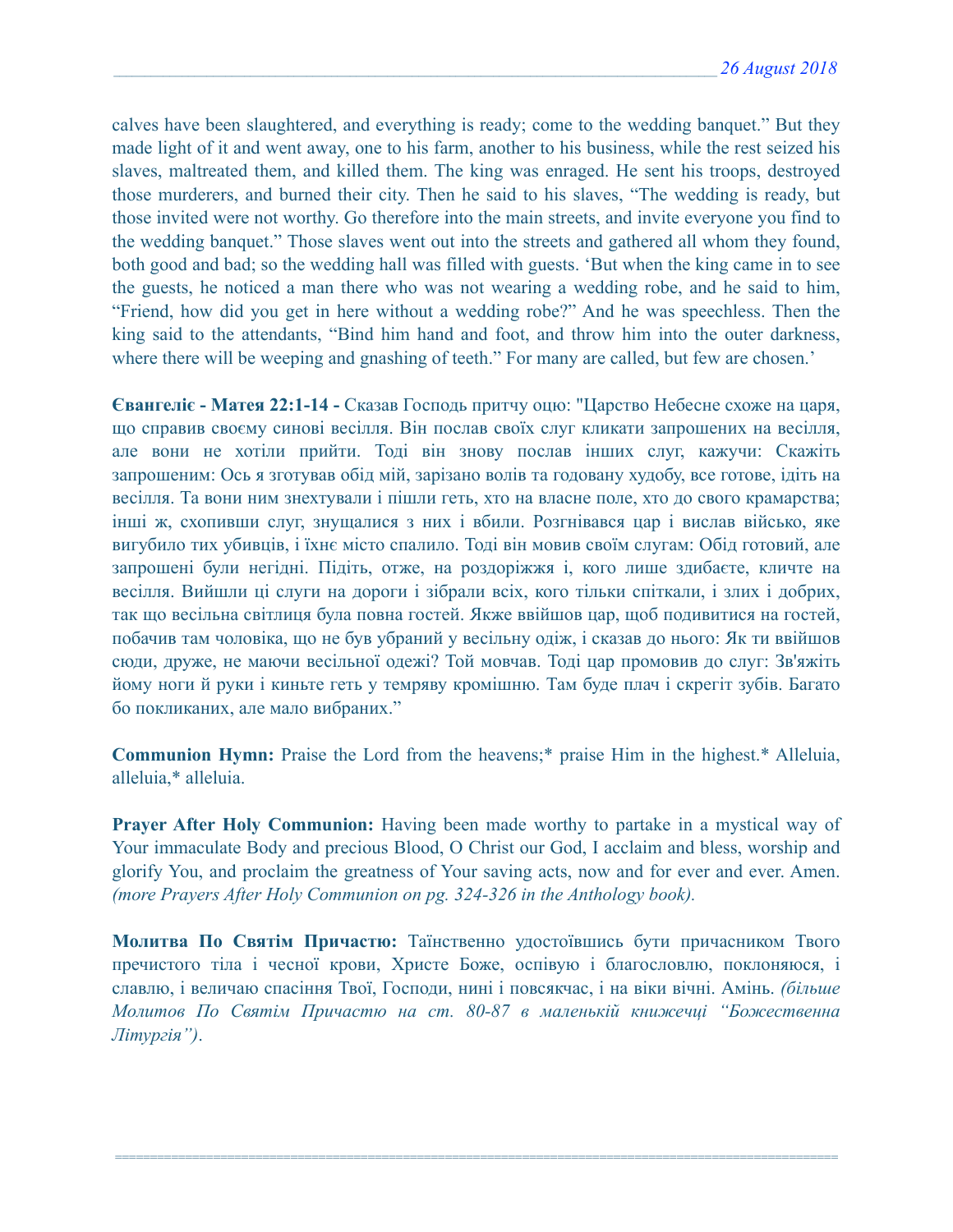calves have been slaughtered, and everything is ready; come to the wedding banquet." But they made light of it and went away, one to his farm, another to his business, while the rest seized his slaves, maltreated them, and killed them. The king was enraged. He sent his troops, destroyed those murderers, and burned their city. Then he said to his slaves, "The wedding is ready, but those invited were not worthy. Go therefore into the main streets, and invite everyone you find to the wedding banquet." Those slaves went out into the streets and gathered all whom they found, both good and bad; so the wedding hall was filled with guests. 'But when the king came in to see the guests, he noticed a man there who was not wearing a wedding robe, and he said to him, "Friend, how did you get in here without a wedding robe?" And he was speechless. Then the king said to the attendants, "Bind him hand and foot, and throw him into the outer darkness, where there will be weeping and gnashing of teeth." For many are called, but few are chosen.'

**Євангеліє - Матея 22:1-14 -** Сказав Господь притчу оцю: "Царство Небесне схоже на царя, що справив своєму синові весілля. Він послав своїх слуг кликати запрошених на весілля, але вони не хотіли прийти. Тоді він знову послав інших слуг, кажучи: Скажіть запрошеним: Ось я зготував обід мій, зарізано волів та годовану худобу, все готове, ідіть на весілля. Та вони ним знехтували і пішли геть, хто на власне поле, хто до свого крамарства; інші ж, схопивши слуг, знущалися з них і вбили. Розгнівався цар і вислав військо, яке вигубило тих убивців, і їхнє місто спалило. Тоді він мовив своїм слугам: Обід готовий, але запрошені були негідні. Підіть, отже, на роздоріжжя і, кого лише здибаєте, кличте на весілля. Вийшли ці слуги на дороги і зібрали всіх, кого тільки спіткали, і злих і добрих, так що весільна світлиця була повна гостей. Якже ввійшов цар, щоб подивитися на гостей, побачив там чоловіка, що не був убраний у весільну одіж, і сказав до нього: Як ти ввійшов сюди, друже, не маючи весільної одежі? Той мовчав. Тоді цар промовив до слуг: Зв'яжіть йому ноги й руки і киньте геть у темряву кромішню. Там буде плач і скрегіт зубів. Багато бо покликаних, але мало вибраних."

**Communion Hymn:** Praise the Lord from the heavens;* praise Him in the highest.* Alleluia, alleluia,* alleluia.

**Prayer After Holy Communion:** Having been made worthy to partake in a mystical way of Your immaculate Body and precious Blood, O Christ our God, I acclaim and bless, worship and glorify You, and proclaim the greatness of Your saving acts, now and for ever and ever. Amen. *(more Prayers After Holy Communion on pg. 324-326 in the Anthology book).*

**Молитва По Святім Причастю:** Таїнственно удостоївшись бути причасником Твого пречистого тіла і чесної крови, Христе Боже, оспівую і благословлю, поклоняюся, і славлю, і величаю спасіння Твої, Господи, нині і повсякчас, і на віки вічні. Амінь. *(більше Молитов По Святім Причастю на ст. 80-87 в маленькій книжечці "Божественна Літургія")*.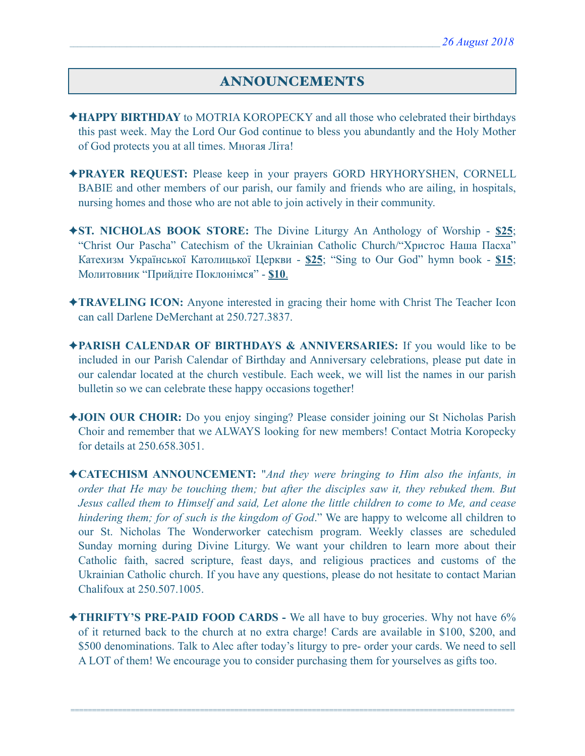# ANNOUNCEMENTS

✦**HAPPY BIRTHDAY** to MOTRIA KOROPECKY and all those who celebrated their birthdays this past week. May the Lord Our God continue to bless you abundantly and the Holy Mother of God protects you at all times. Многая Літа!

✦**PRAYER REQUEST:** Please keep in your prayers GORD HRYHORYSHEN, CORNELL BABIE and other members of our parish, our family and friends who are ailing, in hospitals, nursing homes and those who are not able to join actively in their community.

✦**ST. NICHOLAS BOOK STORE:** The Divine Liturgy An Anthology of Worship - **$25**; "Christ Our Pascha" Catechism of the Ukrainian Catholic Church/"Христос Наша Пасха" Катехизм Української Католицької Церкви - **$25**; "Sing to Our God" hymn book - **$15**; Молитовник "Прийдіте Поклонімся" - **$10**.

✦**TRAVELING ICON:** Anyone interested in gracing their home with Christ The Teacher Icon can call Darlene DeMerchant at 250.727.3837.

✦**PARISH CALENDAR OF BIRTHDAYS & ANNIVERSARIES:** If you would like to be included in our Parish Calendar of Birthday and Anniversary celebrations, please put date in our calendar located at the church vestibule. Each week, we will list the names in our parish bulletin so we can celebrate these happy occasions together!

✦**JOIN OUR CHOIR:** Do you enjoy singing? Please consider joining our St Nicholas Parish Choir and remember that we ALWAYS looking for new members! Contact Motria Koropecky for details at 250.658.3051.

✦**CATECHISM ANNOUNCEMENT:** "*And they were bringing to Him also the infants, in order that He may be touching them; but after the disciples saw it, they rebuked them. But Jesus called them to Himself and said, Let alone the little children to come to Me, and cease hindering them; for of such is the kingdom of God*." We are happy to welcome all children to our St. Nicholas The Wonderworker catechism program. Weekly classes are scheduled Sunday morning during Divine Liturgy. We want your children to learn more about their Catholic faith, sacred scripture, feast days, and religious practices and customs of the Ukrainian Catholic church. If you have any questions, please do not hesitate to contact Marian Chalifoux at 250.507.1005.

✦**THRIFTY'S PRE-PAID FOOD CARDS -** We all have to buy groceries. Why not have 6% of it returned back to the church at no extra charge! Cards are available in $100, $200, and $500 denominations. Talk to Alec after today's liturgy to pre- order your cards. We need to sell A LOT of them! We encourage you to consider purchasing them for yourselves as gifts too.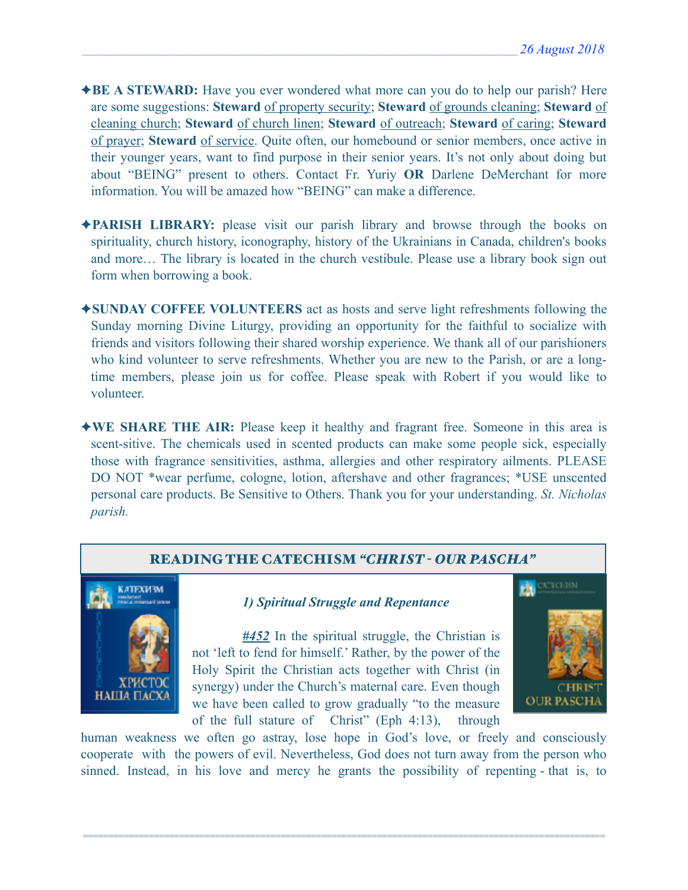✦**BE A STEWARD:** Have you ever wondered what more can you do to help our parish? Here are some suggestions: **Steward** of property security; **Steward** of grounds cleaning; **Steward** of cleaning church; **Steward** of church linen; **Steward** of outreach; **Steward** of caring; **Steward** of prayer; **Steward** of service. Quite often, our homebound or senior members, once active in their younger years, want to find purpose in their senior years. It's not only about doing but about "BEING" present to others. Contact Fr. Yuriy **OR** Darlene DeMerchant for more information. You will be amazed how "BEING" can make a difference.

✦**PARISH LIBRARY:** please visit our parish library and browse through the books on spirituality, church history, iconography, history of the Ukrainians in Canada, children's books and more… The library is located in the church vestibule. Please use a library book sign out form when borrowing a book.

✦**SUNDAY COFFEE VOLUNTEERS** act as hosts and serve light refreshments following the Sunday morning Divine Liturgy, providing an opportunity for the faithful to socialize with friends and visitors following their shared worship experience. We thank all of our parishioners who kind volunteer to serve refreshments. Whether you are new to the Parish, or are a long-time members, please join us for coffee. Please speak with Robert if you would like to volunteer.

✦**WE SHARE THE AIR:** Please keep it healthy and fragrant free. Someone in this area is scent-sitive. The chemicals used in scented products can make some people sick, especially those with fragrance sensitivities, asthma, allergies and other respiratory ailments. PLEASE DO NOT *wear perfume, cologne, lotion, aftershave and other fragrances; *USE unscented personal care products. Be Sensitive to Others. Thank you for your understanding. *St. Nicholas parish.*

## READING THE CATECHISM *"CHRIST - OUR PASCHA"*

***1) Spiritual Struggle and Repentance***

***#452*** In the spiritual struggle, the Christian is not 'left to fend for himself.' Rather, by the power of the Holy Spirit the Christian acts together with Christ (in synergy) under the Church's maternal care. Even though we have been called to grow gradually "to the measure of the full stature of Christ" (Eph 4:13), through human weakness we often go astray, lose hope in God's love, or freely and consciously cooperate with the powers of evil. Nevertheless, God does not turn away from the person who sinned. Instead, in his love and mercy he grants the possibility of repenting - that is, to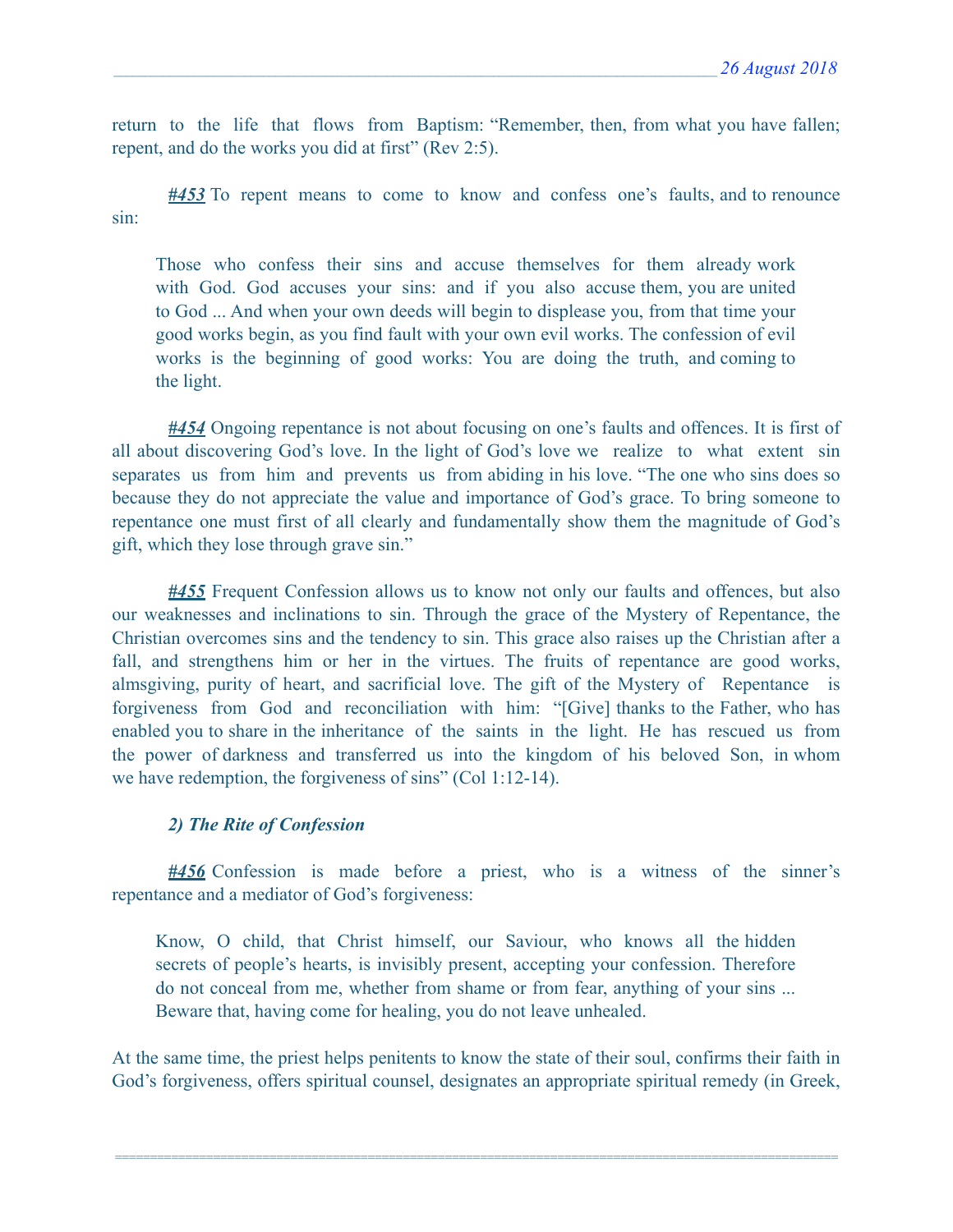return to the life that flows from Baptism: "Remember, then, from what you have fallen; repent, and do the works you did at first" (Rev 2:5).

***#453*** To repent means to come to know and confess one's faults, and to renounce sin:

> Those who confess their sins and accuse themselves for them already work with God. God accuses your sins: and if you also accuse them, you are united to God ... And when your own deeds will begin to displease you, from that time your good works begin, as you find fault with your own evil works. The confession of evil works is the beginning of good works: You are doing the truth, and coming to the light.

***#454*** Ongoing repentance is not about focusing on one's faults and offences. It is first of all about discovering God's love. In the light of God's love we realize to what extent sin separates us from him and prevents us from abiding in his love. "The one who sins does so because they do not appreciate the value and importance of God's grace. To bring someone to repentance one must first of all clearly and fundamentally show them the magnitude of God's gift, which they lose through grave sin."

***#455*** Frequent Confession allows us to know not only our faults and offences, but also our weaknesses and inclinations to sin. Through the grace of the Mystery of Repentance, the Christian overcomes sins and the tendency to sin. This grace also raises up the Christian after a fall, and strengthens him or her in the virtues. The fruits of repentance are good works, almsgiving, purity of heart, and sacrificial love. The gift of the Mystery of Repentance is forgiveness from God and reconciliation with him: "[Give] thanks to the Father, who has enabled you to share in the inheritance of the saints in the light. He has rescued us from the power of darkness and transferred us into the kingdom of his beloved Son, in whom we have redemption, the forgiveness of sins" (Col 1:12-14).

### *2) The Rite of Confession*

***#456*** Confession is made before a priest, who is a witness of the sinner's repentance and a mediator of God's forgiveness:

> Know, O child, that Christ himself, our Saviour, who knows all the hidden secrets of people's hearts, is invisibly present, accepting your confession. Therefore do not conceal from me, whether from shame or from fear, anything of your sins ... Beware that, having come for healing, you do not leave unhealed.

At the same time, the priest helps penitents to know the state of their soul, confirms their faith in God's forgiveness, offers spiritual counsel, designates an appropriate spiritual remedy (in Greek,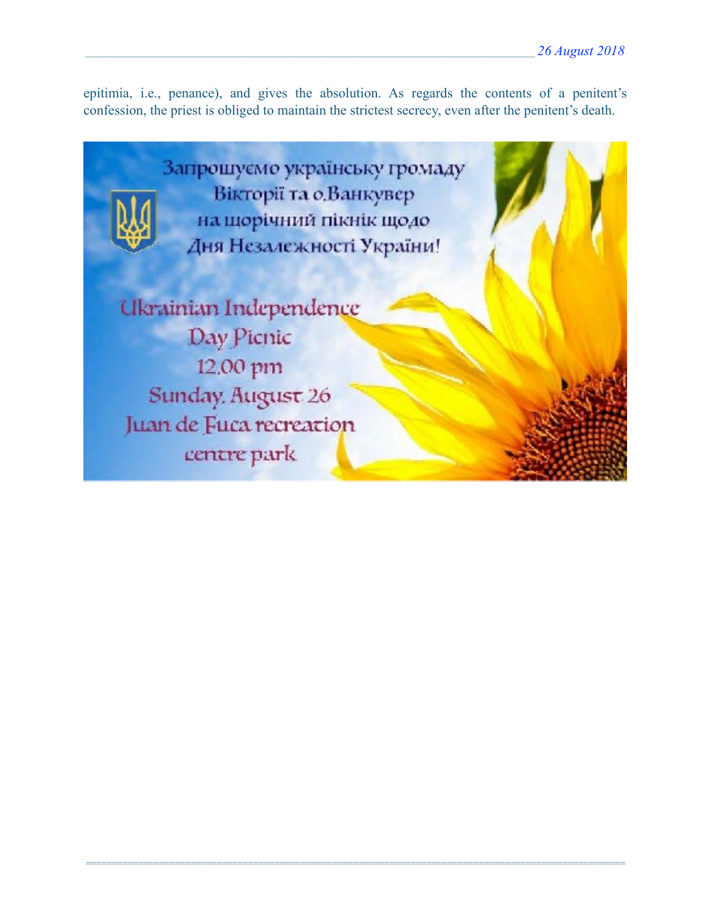epitimia, i.e., penance), and gives the absolution. As regards the contents of a penitent's confession, the priest is obliged to maintain the strictest secrecy, even after the penitent's death.

Запрошуємо українську громаду
Вікторії та о.Ванкувер
на щорічний пікнік щодо
Дня Незалежності України!

Ukrainian Independence
Day Picnic
12.00 pm
Sunday, August 26
Juan de Fuca recreation
centre park